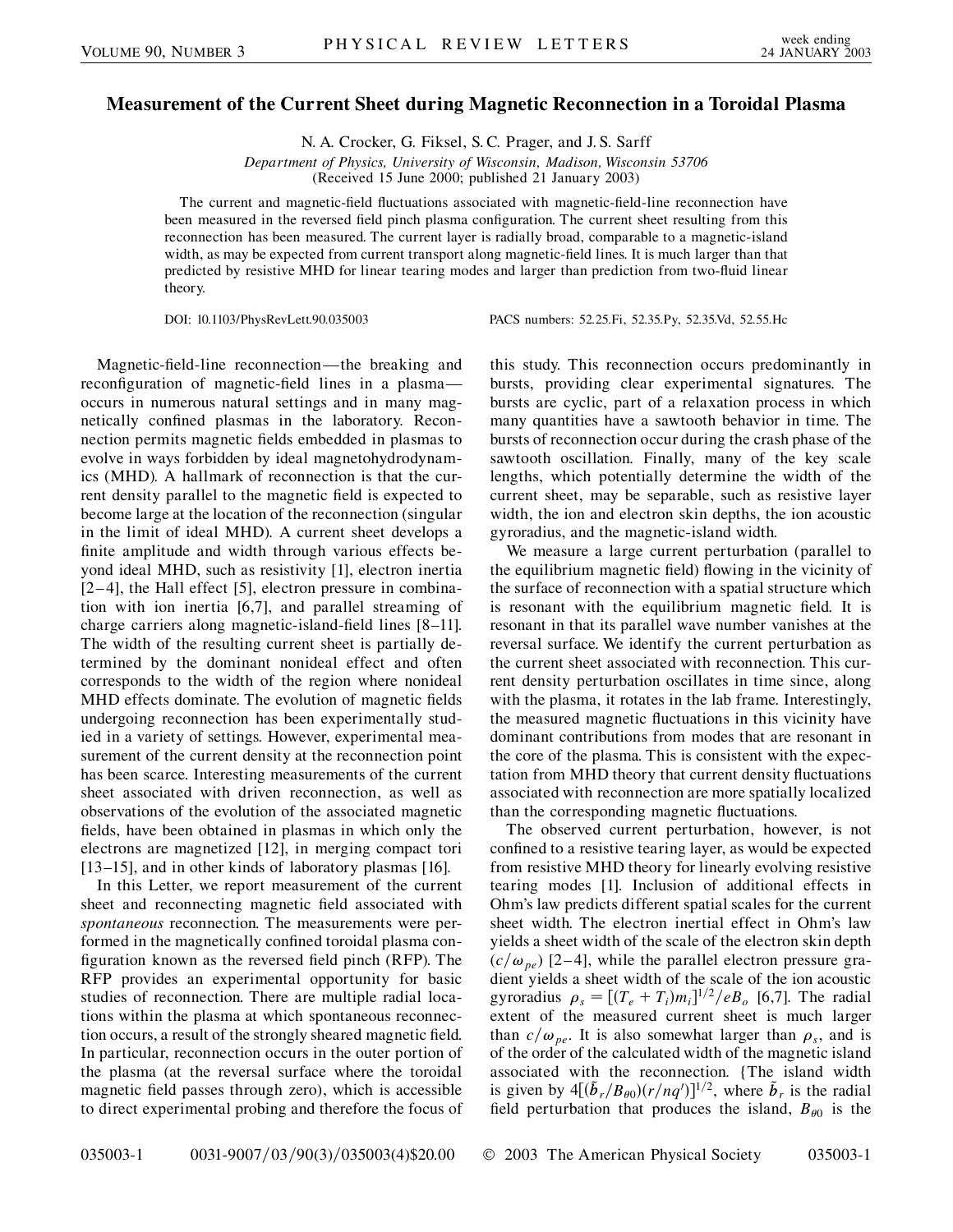# Measurement of the Current Sheet during Magnetic Reconnection in a Toroidal Plasma

N. A. Crocker, G. Fiksel, S. C. Prager, and J. S. Sarff

*Department of Physics, University of Wisconsin, Madison, Wisconsin 53706*
(Received 15 June 2000; published 21 January 2003)

The current and magnetic-field fluctuations associated with magnetic-field-line reconnection have been measured in the reversed field pinch plasma configuration. The current sheet resulting from this reconnection has been measured. The current layer is radially broad, comparable to a magnetic-island width, as may be expected from current transport along magnetic-field lines. It is much larger than that predicted by resistive MHD for linear tearing modes and larger than prediction from two-fluid linear theory.

DOI: 10.1103/PhysRevLett.90.035003 PACS numbers: 52.25.Fi, 52.35.Py, 52.35.Vd, 52.55.Hc

Magnetic-field-line reconnection—the breaking and reconfiguration of magnetic-field lines in a plasma—occurs in numerous natural settings and in many magnetically confined plasmas in the laboratory. Reconnection permits magnetic fields embedded in plasmas to evolve in ways forbidden by ideal magnetohydrodynamics (MHD). A hallmark of reconnection is that the current density parallel to the magnetic field is expected to become large at the location of the reconnection (singular in the limit of ideal MHD). A current sheet develops a finite amplitude and width through various effects beyond ideal MHD, such as resistivity [1], electron inertia [2–4], the Hall effect [5], electron pressure in combination with ion inertia [6,7], and parallel streaming of charge carriers along magnetic-island-field lines [8–11]. The width of the resulting current sheet is partially determined by the dominant nonideal effect and often corresponds to the width of the region where nonideal MHD effects dominate. The evolution of magnetic fields undergoing reconnection has been experimentally studied in a variety of settings. However, experimental measurement of the current density at the reconnection point has been scarce. Interesting measurements of the current sheet associated with driven reconnection, as well as observations of the evolution of the associated magnetic fields, have been obtained in plasmas in which only the electrons are magnetized [12], in merging compact tori [13–15], and in other kinds of laboratory plasmas [16].

In this Letter, we report measurement of the current sheet and reconnecting magnetic field associated with *spontaneous* reconnection. The measurements were performed in the magnetically confined toroidal plasma configuration known as the reversed field pinch (RFP). The RFP provides an experimental opportunity for basic studies of reconnection. There are multiple radial locations within the plasma at which spontaneous reconnection occurs, a result of the strongly sheared magnetic field. In particular, reconnection occurs in the outer portion of the plasma (at the reversal surface where the toroidal magnetic field passes through zero), which is accessible to direct experimental probing and therefore the focus of this study. This reconnection occurs predominantly in bursts, providing clear experimental signatures. The bursts are cyclic, part of a relaxation process in which many quantities have a sawtooth behavior in time. The bursts of reconnection occur during the crash phase of the sawtooth oscillation. Finally, many of the key scale lengths, which potentially determine the width of the current sheet, may be separable, such as resistive layer width, the ion and electron skin depths, the ion acoustic gyroradius, and the magnetic-island width.

We measure a large current perturbation (parallel to the equilibrium magnetic field) flowing in the vicinity of the surface of reconnection with a spatial structure which is resonant with the equilibrium magnetic field. It is resonant in that its parallel wave number vanishes at the reversal surface. We identify the current perturbation as the current sheet associated with reconnection. This current density perturbation oscillates in time since, along with the plasma, it rotates in the lab frame. Interestingly, the measured magnetic fluctuations in this vicinity have dominant contributions from modes that are resonant in the core of the plasma. This is consistent with the expectation from MHD theory that current density fluctuations associated with reconnection are more spatially localized than the corresponding magnetic fluctuations.

The observed current perturbation, however, is not confined to a resistive tearing layer, as would be expected from resistive MHD theory for linearly evolving resistive tearing modes [1]. Inclusion of additional effects in Ohm's law predicts different spatial scales for the current sheet width. The electron inertial effect in Ohm's law yields a sheet width of the scale of the electron skin depth ($c/\omega_{pe}$) [2–4], while the parallel electron pressure gradient yields a sheet width of the scale of the ion acoustic gyroradius $\rho_s = [(T_e + T_i)m_i]^{1/2}/eB_o$ [6,7]. The radial extent of the measured current sheet is much larger than $c/\omega_{pe}$. It is also somewhat larger than $\rho_s$, and is of the order of the calculated width of the magnetic island associated with the reconnection. {The island width is given by $4[(\tilde{b}_r/B_{\theta 0})(r/nq')]^{1/2}$, where $\tilde{b}_r$ is the radial field perturbation that produces the island, $B_{\theta 0}$ is the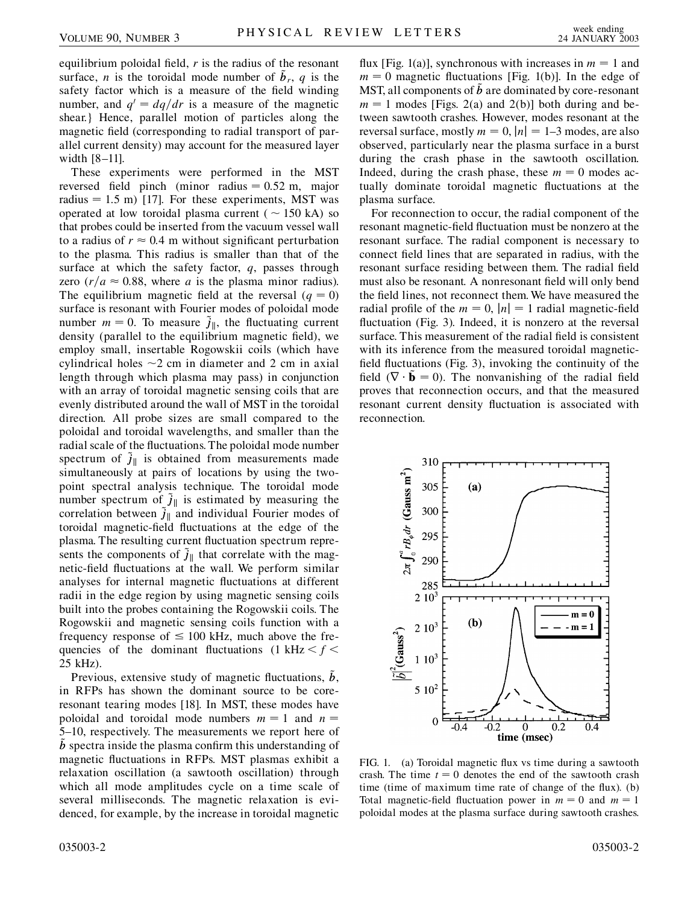equilibrium poloidal field, $r$ is the radius of the resonant surface, $n$ is the toroidal mode number of $\tilde{b}_r$, $q$ is the safety factor which is a measure of the field winding number, and $q' = dq/dr$ is a measure of the magnetic shear.} Hence, parallel motion of particles along the magnetic field (corresponding to radial transport of parallel current density) may account for the measured layer width [8–11].

These experiments were performed in the MST reversed field pinch (minor radius = 0.52 m, major radius = 1.5 m) [17]. For these experiments, MST was operated at low toroidal plasma current ( $\sim 150$ kA) so that probes could be inserted from the vacuum vessel wall to a radius of $r \approx 0.4$ m without significant perturbation to the plasma. This radius is smaller than that of the surface at which the safety factor, $q$, passes through zero ($r/a \approx 0.88$, where $a$ is the plasma minor radius). The equilibrium magnetic field at the reversal ($q = 0$) surface is resonant with Fourier modes of poloidal mode number $m = 0$. To measure $\tilde{j}_\parallel$, the fluctuating current density (parallel to the equilibrium magnetic field), we employ small, insertable Rogowskii coils (which have cylindrical holes $\sim$2 cm in diameter and 2 cm in axial length through which plasma may pass) in conjunction with an array of toroidal magnetic sensing coils that are evenly distributed around the wall of MST in the toroidal direction. All probe sizes are small compared to the poloidal and toroidal wavelengths, and smaller than the radial scale of the fluctuations. The poloidal mode number spectrum of $\tilde{j}_\parallel$ is obtained from measurements made simultaneously at pairs of locations by using the two-point spectral analysis technique. The toroidal mode number spectrum of $\tilde{j}_\parallel$ is estimated by measuring the correlation between $\tilde{j}_\parallel$ and individual Fourier modes of toroidal magnetic-field fluctuations at the edge of the plasma. The resulting current fluctuation spectrum represents the components of $\tilde{j}_\parallel$ that correlate with the magnetic-field fluctuations at the wall. We perform similar analyses for internal magnetic fluctuations at different radii in the edge region by using magnetic sensing coils built into the probes containing the Rogowskii coils. The Rogowskii and magnetic sensing coils function with a frequency response of $\leq 100$ kHz, much above the frequencies of the dominant fluctuations ($1 \text{ kHz} < f < 25$ kHz).

Previous, extensive study of magnetic fluctuations, $\tilde{b}$, in RFPs has shown the dominant source to be core-resonant tearing modes [18]. In MST, these modes have poloidal and toroidal mode numbers $m = 1$ and $n =$ 5–10, respectively. The measurements we report here of $\tilde{b}$ spectra inside the plasma confirm this understanding of magnetic fluctuations in RFPs. MST plasmas exhibit a relaxation oscillation (a sawtooth oscillation) through which all mode amplitudes cycle on a time scale of several milliseconds. The magnetic relaxation is evidenced, for example, by the increase in toroidal magnetic flux [Fig. 1(a)], synchronous with increases in $m = 1$ and $m = 0$ magnetic fluctuations [Fig. 1(b)]. In the edge of MST, all components of $\tilde{b}$ are dominated by core-resonant $m = 1$ modes [Figs. 2(a) and 2(b)] both during and between sawtooth crashes. However, modes resonant at the reversal surface, mostly $m = 0$, $|n| =$ 1–3 modes, are also observed, particularly near the plasma surface in a burst during the crash phase in the sawtooth oscillation. Indeed, during the crash phase, these $m = 0$ modes actually dominate toroidal magnetic fluctuations at the plasma surface.

For reconnection to occur, the radial component of the resonant magnetic-field fluctuation must be nonzero at the resonant surface. The radial component is necessary to connect field lines that are separated in radius, with the resonant surface residing between them. The radial field must also be resonant. A nonresonant field will only bend the field lines, not reconnect them. We have measured the radial profile of the $m = 0$, $|n| = 1$ radial magnetic-field fluctuation (Fig. 3). Indeed, it is nonzero at the reversal surface. This measurement of the radial field is consistent with its inference from the measured toroidal magnetic-field fluctuations (Fig. 3), invoking the continuity of the field ($\nabla \cdot \tilde{\mathbf{b}} = 0$). The nonvanishing of the radial field proves that reconnection occurs, and that the measured resonant current density fluctuation is associated with reconnection.

FIG. 1. (a) Toroidal magnetic flux vs time during a sawtooth crash. The time $t = 0$ denotes the end of the sawtooth crash time (time of maximum time rate of change of the flux). (b) Total magnetic-field fluctuation power in $m = 0$ and $m = 1$ poloidal modes at the plasma surface during sawtooth crashes.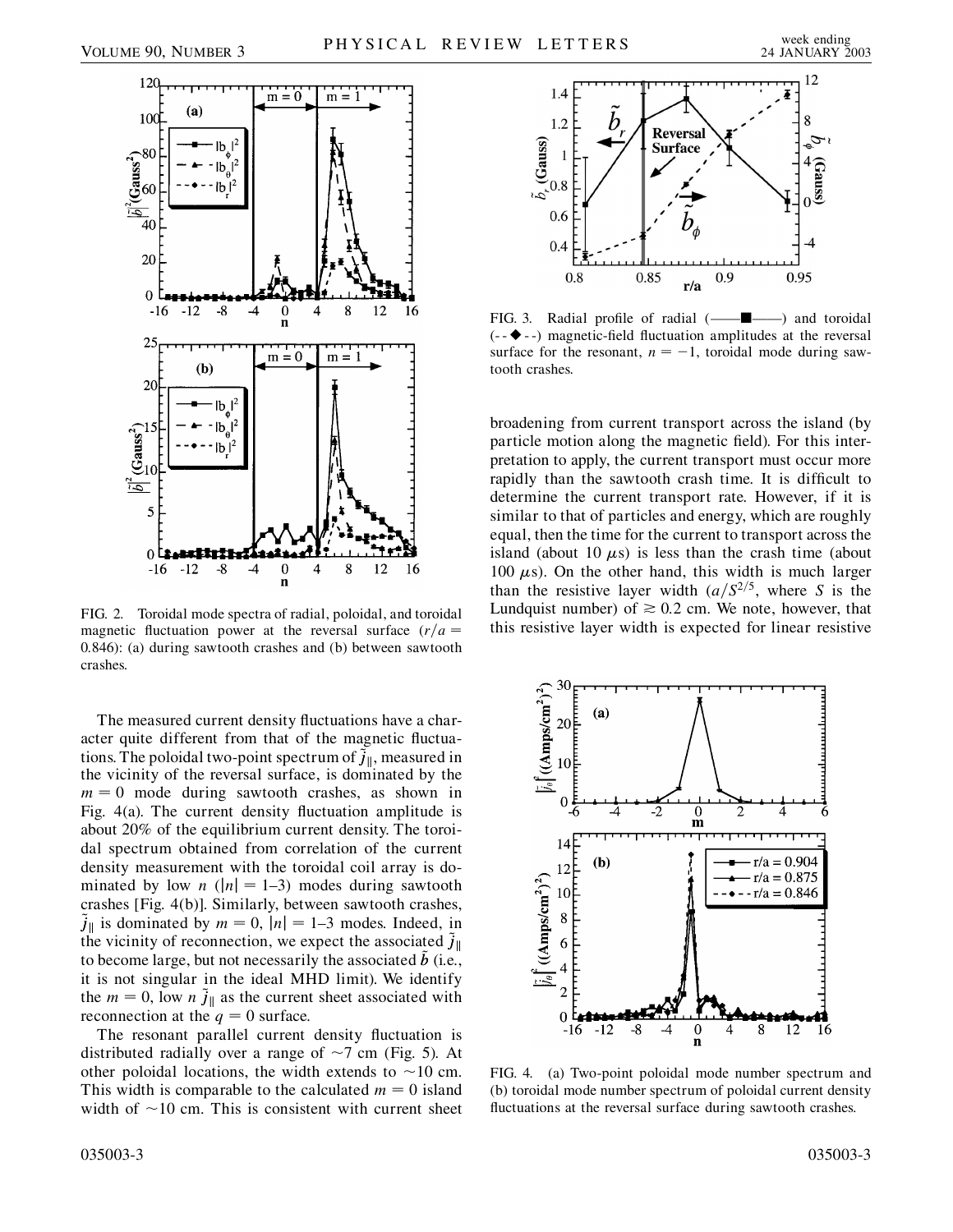FIG. 2. Toroidal mode spectra of radial, poloidal, and toroidal magnetic fluctuation power at the reversal surface ($r/a = 0.846$): (a) during sawtooth crashes and (b) between sawtooth crashes.

The measured current density fluctuations have a character quite different from that of the magnetic fluctuations. The poloidal two-point spectrum of $\tilde{j}_{\|}$, measured in the vicinity of the reversal surface, is dominated by the $m = 0$ mode during sawtooth crashes, as shown in Fig. 4(a). The current density fluctuation amplitude is about 20% of the equilibrium current density. The toroidal spectrum obtained from correlation of the current density measurement with the toroidal coil array is dominated by low $n$ ($|n| = 1$–3) modes during sawtooth crashes [Fig. 4(b)]. Similarly, between sawtooth crashes, $\tilde{j}_{\|}$ is dominated by $m = 0$, $|n| = 1$–3 modes. Indeed, in the vicinity of reconnection, we expect the associated $\tilde{j}_{\|}$ to become large, but not necessarily the associated $\tilde{b}$ (i.e., it is not singular in the ideal MHD limit). We identify the $m = 0$, low $n$ $\tilde{j}_{\|}$ as the current sheet associated with reconnection at the $q = 0$ surface.

The resonant parallel current density fluctuation is distributed radially over a range of $\sim$7 cm (Fig. 5). At other poloidal locations, the width extends to $\sim$10 cm. This width is comparable to the calculated $m = 0$ island width of $\sim$10 cm. This is consistent with current sheet broadening from current transport across the island (by particle motion along the magnetic field). For this interpretation to apply, the current transport must occur more rapidly than the sawtooth crash time. It is difficult to determine the current transport rate. However, if it is similar to that of particles and energy, which are roughly equal, then the time for the current to transport across the island (about 10 $\mu$s) is less than the crash time (about 100 $\mu$s). On the other hand, this width is much larger than the resistive layer width ($a/S^{2/5}$, where $S$ is the Lundquist number) of $\gtrsim 0.2$ cm. We note, however, that this resistive layer width is expected for linear resistive

FIG. 3. Radial profile of radial (——■——) and toroidal (- - ◆ - -) magnetic-field fluctuation amplitudes at the reversal surface for the resonant, $n = -1$, toroidal mode during sawtooth crashes.

FIG. 4. (a) Two-point poloidal mode number spectrum and (b) toroidal mode number spectrum of poloidal current density fluctuations at the reversal surface during sawtooth crashes.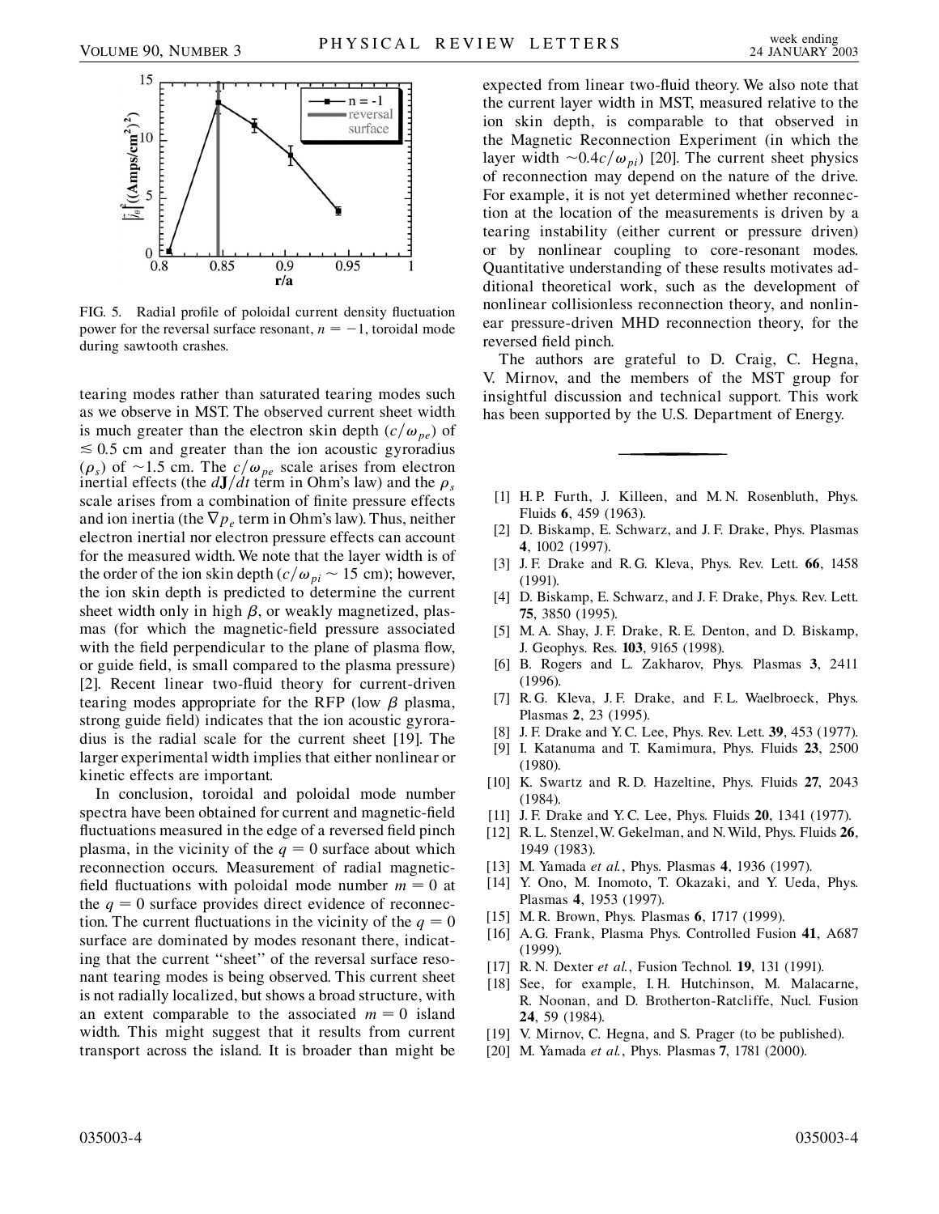15

10

5

0

0.8 0.85 0.9 0.95 1

r/a

$|\tilde{j}_\theta|^2$ ((Amps/cm$^2$)$^2$)

n = -1

reversal surface

FIG. 5. Radial profile of poloidal current density fluctuation power for the reversal surface resonant, $n = -1$, toroidal mode during sawtooth crashes.

tearing modes rather than saturated tearing modes such as we observe in MST. The observed current sheet width is much greater than the electron skin depth ($c/\omega_{pe}$) of $\lesssim 0.5$ cm and greater than the ion acoustic gyroradius ($\rho_s$) of $\sim 1.5$ cm. The $c/\omega_{pe}$ scale arises from electron inertial effects (the $d\mathbf{J}/dt$ term in Ohm's law) and the $\rho_s$ scale arises from a combination of finite pressure effects and ion inertia (the $\nabla p_e$ term in Ohm's law). Thus, neither electron inertial nor electron pressure effects can account for the measured width. We note that the layer width is of the order of the ion skin depth ($c/\omega_{pi} \sim 15$ cm); however, the ion skin depth is predicted to determine the current sheet width only in high $\beta$, or weakly magnetized, plasmas (for which the magnetic-field pressure associated with the field perpendicular to the plane of plasma flow, or guide field, is small compared to the plasma pressure) [2]. Recent linear two-fluid theory for current-driven tearing modes appropriate for the RFP (low $\beta$ plasma, strong guide field) indicates that the ion acoustic gyroradius is the radial scale for the current sheet [19]. The larger experimental width implies that either nonlinear or kinetic effects are important.

In conclusion, toroidal and poloidal mode number spectra have been obtained for current and magnetic-field fluctuations measured in the edge of a reversed field pinch plasma, in the vicinity of the $q = 0$ surface about which reconnection occurs. Measurement of radial magnetic-field fluctuations with poloidal mode number $m = 0$ at the $q = 0$ surface provides direct evidence of reconnection. The current fluctuations in the vicinity of the $q = 0$ surface are dominated by modes resonant there, indicating that the current "sheet" of the reversal surface resonant tearing modes is being observed. This current sheet is not radially localized, but shows a broad structure, with an extent comparable to the associated $m = 0$ island width. This might suggest that it results from current transport across the island. It is broader than might be expected from linear two-fluid theory. We also note that the current layer width in MST, measured relative to the ion skin depth, is comparable to that observed in the Magnetic Reconnection Experiment (in which the layer width $\sim 0.4c/\omega_{pi}$) [20]. The current sheet physics of reconnection may depend on the nature of the drive. For example, it is not yet determined whether reconnection at the location of the measurements is driven by a tearing instability (either current or pressure driven) or by nonlinear coupling to core-resonant modes. Quantitative understanding of these results motivates additional theoretical work, such as the development of nonlinear collisionless reconnection theory, and nonlinear pressure-driven MHD reconnection theory, for the reversed field pinch.

The authors are grateful to D. Craig, C. Hegna, V. Mirnov, and the members of the MST group for insightful discussion and technical support. This work has been supported by the U.S. Department of Energy.

---

[1] H. P. Furth, J. Killeen, and M. N. Rosenbluth, Phys. Fluids **6**, 459 (1963).

[2] D. Biskamp, E. Schwarz, and J. F. Drake, Phys. Plasmas **4**, 1002 (1997).

[3] J. F. Drake and R. G. Kleva, Phys. Rev. Lett. **66**, 1458 (1991).

[4] D. Biskamp, E. Schwarz, and J. F. Drake, Phys. Rev. Lett. **75**, 3850 (1995).

[5] M. A. Shay, J. F. Drake, R. E. Denton, and D. Biskamp, J. Geophys. Res. **103**, 9165 (1998).

[6] B. Rogers and L. Zakharov, Phys. Plasmas **3**, 2411 (1996).

[7] R. G. Kleva, J. F. Drake, and F. L. Waelbroeck, Phys. Plasmas **2**, 23 (1995).

[8] J. F. Drake and Y. C. Lee, Phys. Rev. Lett. **39**, 453 (1977).

[9] I. Katanuma and T. Kamimura, Phys. Fluids **23**, 2500 (1980).

[10] K. Swartz and R. D. Hazeltine, Phys. Fluids **27**, 2043 (1984).

[11] J. F. Drake and Y. C. Lee, Phys. Fluids **20**, 1341 (1977).

[12] R. L. Stenzel, W. Gekelman, and N. Wild, Phys. Fluids **26**, 1949 (1983).

[13] M. Yamada *et al.*, Phys. Plasmas **4**, 1936 (1997).

[14] Y. Ono, M. Inomoto, T. Okazaki, and Y. Ueda, Phys. Plasmas **4**, 1953 (1997).

[15] M. R. Brown, Phys. Plasmas **6**, 1717 (1999).

[16] A. G. Frank, Plasma Phys. Controlled Fusion **41**, A687 (1999).

[17] R. N. Dexter *et al.*, Fusion Technol. **19**, 131 (1991).

[18] See, for example, I. H. Hutchinson, M. Malacarne, R. Noonan, and D. Brotherton-Ratcliffe, Nucl. Fusion **24**, 59 (1984).

[19] V. Mirnov, C. Hegna, and S. Prager (to be published).

[20] M. Yamada *et al.*, Phys. Plasmas **7**, 1781 (2000).